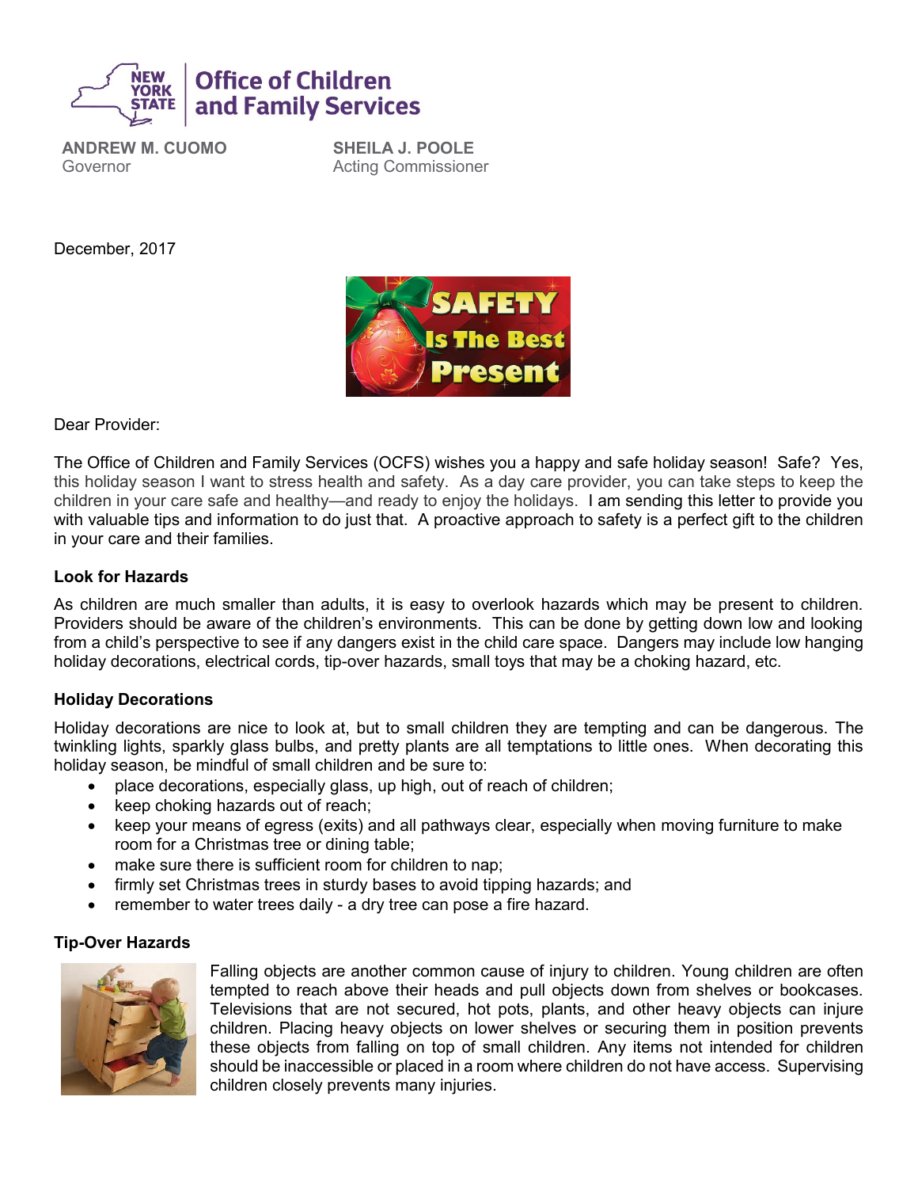New York State Office of Children and Family Services

**ANDREW M. CUOMO**
Governor

**SHEILA J. POOLE**
Acting Commissioner

December, 2017

SAFETY Is The Best Present

Dear Provider:

The Office of Children and Family Services (OCFS) wishes you a happy and safe holiday season! Safe? Yes, this holiday season I want to stress health and safety. As a day care provider, you can take steps to keep the children in your care safe and healthy—and ready to enjoy the holidays. I am sending this letter to provide you with valuable tips and information to do just that. A proactive approach to safety is a perfect gift to the children in your care and their families.

**Look for Hazards**

As children are much smaller than adults, it is easy to overlook hazards which may be present to children. Providers should be aware of the children's environments. This can be done by getting down low and looking from a child's perspective to see if any dangers exist in the child care space. Dangers may include low hanging holiday decorations, electrical cords, tip-over hazards, small toys that may be a choking hazard, etc.

**Holiday Decorations**

Holiday decorations are nice to look at, but to small children they are tempting and can be dangerous. The twinkling lights, sparkly glass bulbs, and pretty plants are all temptations to little ones. When decorating this holiday season, be mindful of small children and be sure to:

- place decorations, especially glass, up high, out of reach of children;
- keep choking hazards out of reach;
- keep your means of egress (exits) and all pathways clear, especially when moving furniture to make room for a Christmas tree or dining table;
- make sure there is sufficient room for children to nap;
- firmly set Christmas trees in sturdy bases to avoid tipping hazards; and
- remember to water trees daily - a dry tree can pose a fire hazard.

**Tip-Over Hazards**

Falling objects are another common cause of injury to children. Young children are often tempted to reach above their heads and pull objects down from shelves or bookcases. Televisions that are not secured, hot pots, plants, and other heavy objects can injure children. Placing heavy objects on lower shelves or securing them in position prevents these objects from falling on top of small children. Any items not intended for children should be inaccessible or placed in a room where children do not have access. Supervising children closely prevents many injuries.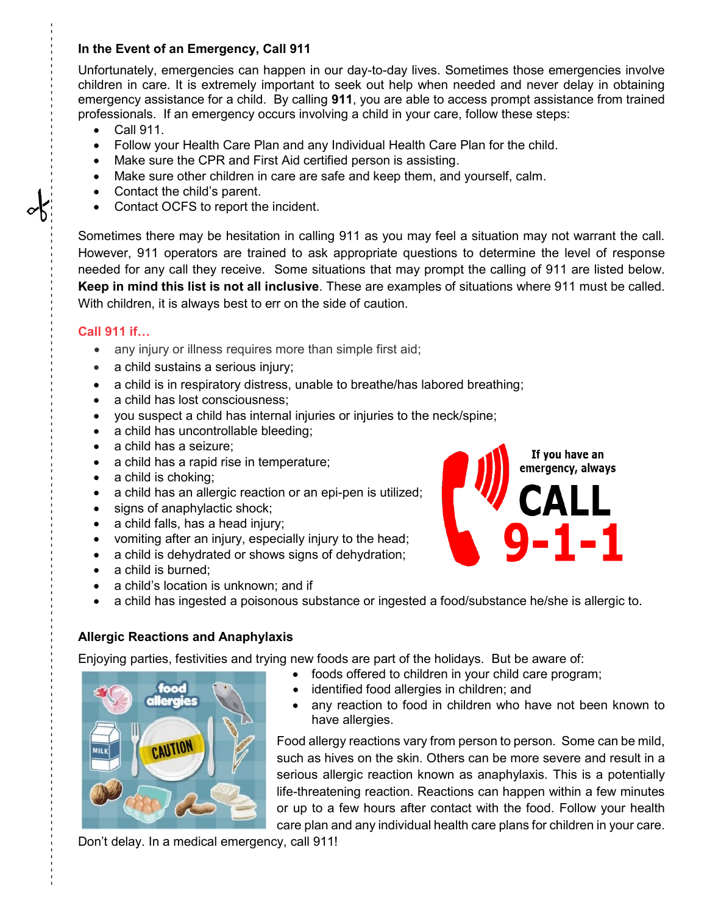## In the Event of an Emergency, Call 911

Unfortunately, emergencies can happen in our day-to-day lives. Sometimes those emergencies involve children in care. It is extremely important to seek out help when needed and never delay in obtaining emergency assistance for a child. By calling **911**, you are able to access prompt assistance from trained professionals. If an emergency occurs involving a child in your care, follow these steps:

- Call 911.
- Follow your Health Care Plan and any Individual Health Care Plan for the child.
- Make sure the CPR and First Aid certified person is assisting.
- Make sure other children in care are safe and keep them, and yourself, calm.
- Contact the child's parent.
- Contact OCFS to report the incident.

Sometimes there may be hesitation in calling 911 as you may feel a situation may not warrant the call. However, 911 operators are trained to ask appropriate questions to determine the level of response needed for any call they receive. Some situations that may prompt the calling of 911 are listed below. **Keep in mind this list is not all inclusive**. These are examples of situations where 911 must be called. With children, it is always best to err on the side of caution.

### Call 911 if…

- any injury or illness requires more than simple first aid;
- a child sustains a serious injury;
- a child is in respiratory distress, unable to breathe/has labored breathing;
- a child has lost consciousness;
- you suspect a child has internal injuries or injuries to the neck/spine;
- a child has uncontrollable bleeding;
- a child has a seizure;
- a child has a rapid rise in temperature;
- a child is choking;
- a child has an allergic reaction or an epi-pen is utilized;
- signs of anaphylactic shock;
- a child falls, has a head injury;
- vomiting after an injury, especially injury to the head;
- a child is dehydrated or shows signs of dehydration;
- a child is burned;
- a child's location is unknown; and if
- a child has ingested a poisonous substance or ingested a food/substance he/she is allergic to.

If you have an emergency, always **CALL 9-1-1**

## Allergic Reactions and Anaphylaxis

Enjoying parties, festivities and trying new foods are part of the holidays. But be aware of:

- foods offered to children in your child care program;
- identified food allergies in children; and
- any reaction to food in children who have not been known to have allergies.

Food allergy reactions vary from person to person. Some can be mild, such as hives on the skin. Others can be more severe and result in a serious allergic reaction known as anaphylaxis. This is a potentially life-threatening reaction. Reactions can happen within a few minutes or up to a few hours after contact with the food. Follow your health care plan and any individual health care plans for children in your care. Don't delay. In a medical emergency, call 911!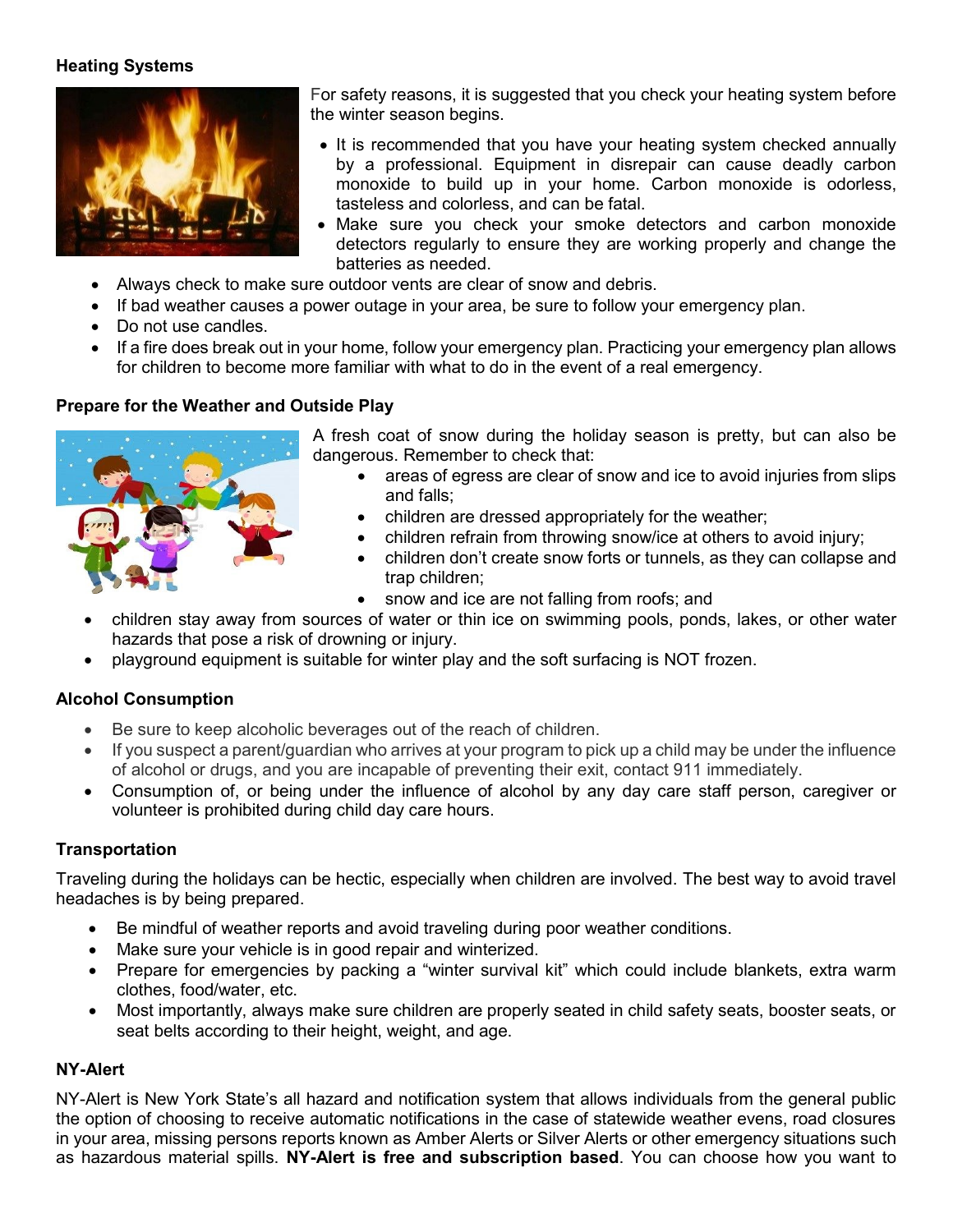### Heating Systems

For safety reasons, it is suggested that you check your heating system before the winter season begins.

- It is recommended that you have your heating system checked annually by a professional. Equipment in disrepair can cause deadly carbon monoxide to build up in your home. Carbon monoxide is odorless, tasteless and colorless, and can be fatal.
- Make sure you check your smoke detectors and carbon monoxide detectors regularly to ensure they are working properly and change the batteries as needed.
- Always check to make sure outdoor vents are clear of snow and debris.
- If bad weather causes a power outage in your area, be sure to follow your emergency plan.
- Do not use candles.
- If a fire does break out in your home, follow your emergency plan. Practicing your emergency plan allows for children to become more familiar with what to do in the event of a real emergency.

### Prepare for the Weather and Outside Play

A fresh coat of snow during the holiday season is pretty, but can also be dangerous. Remember to check that:

- areas of egress are clear of snow and ice to avoid injuries from slips and falls;
- children are dressed appropriately for the weather;
- children refrain from throwing snow/ice at others to avoid injury;
- children don't create snow forts or tunnels, as they can collapse and trap children;
- snow and ice are not falling from roofs; and
- children stay away from sources of water or thin ice on swimming pools, ponds, lakes, or other water hazards that pose a risk of drowning or injury.
- playground equipment is suitable for winter play and the soft surfacing is NOT frozen.

### Alcohol Consumption

- Be sure to keep alcoholic beverages out of the reach of children.
- If you suspect a parent/guardian who arrives at your program to pick up a child may be under the influence of alcohol or drugs, and you are incapable of preventing their exit, contact 911 immediately.
- Consumption of, or being under the influence of alcohol by any day care staff person, caregiver or volunteer is prohibited during child day care hours.

### Transportation

Traveling during the holidays can be hectic, especially when children are involved. The best way to avoid travel headaches is by being prepared.

- Be mindful of weather reports and avoid traveling during poor weather conditions.
- Make sure your vehicle is in good repair and winterized.
- Prepare for emergencies by packing a "winter survival kit" which could include blankets, extra warm clothes, food/water, etc.
- Most importantly, always make sure children are properly seated in child safety seats, booster seats, or seat belts according to their height, weight, and age.

### NY-Alert

NY-Alert is New York State's all hazard and notification system that allows individuals from the general public the option of choosing to receive automatic notifications in the case of statewide weather evens, road closures in your area, missing persons reports known as Amber Alerts or Silver Alerts or other emergency situations such as hazardous material spills. **NY-Alert is free and subscription based**. You can choose how you want to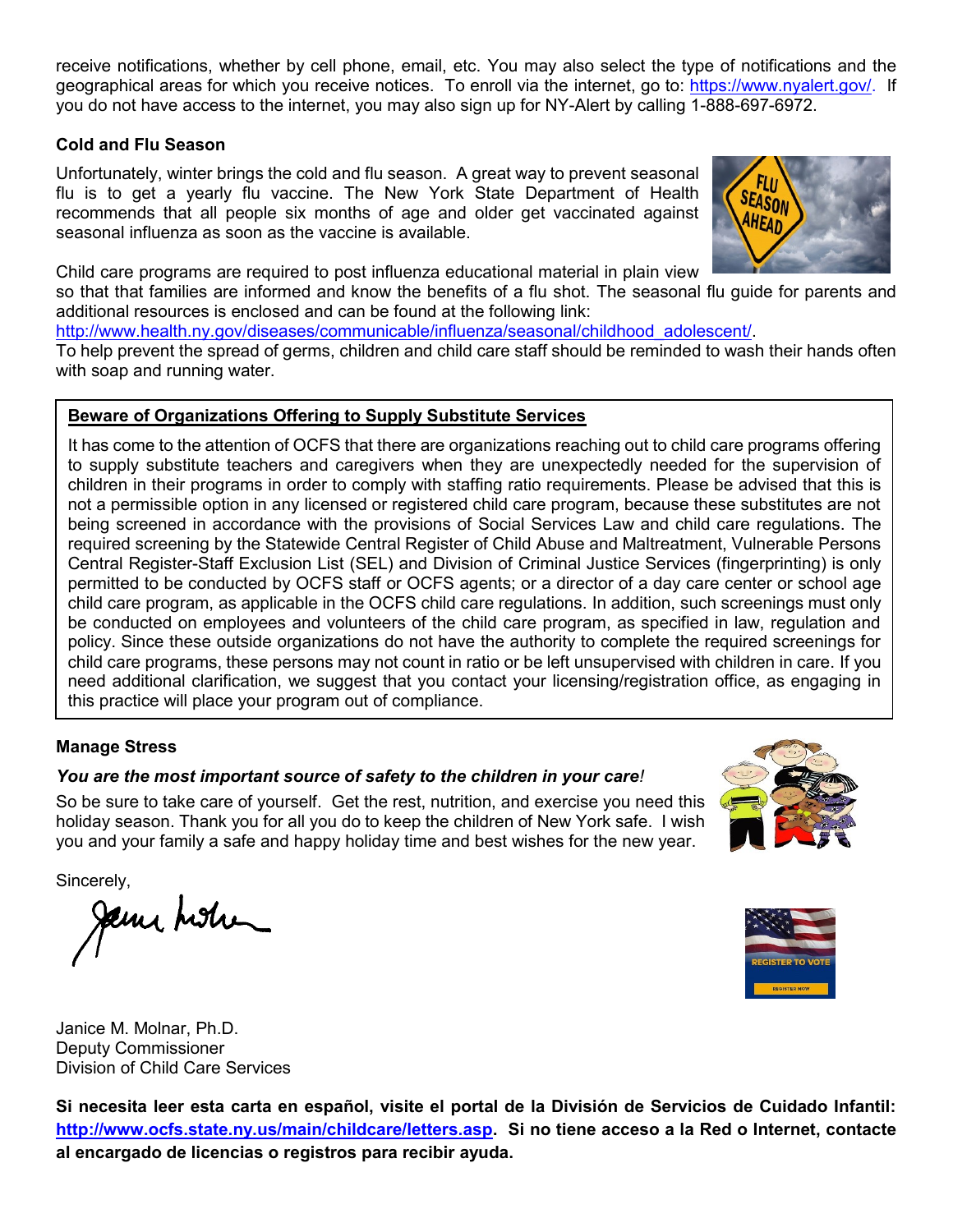receive notifications, whether by cell phone, email, etc. You may also select the type of notifications and the geographical areas for which you receive notices. To enroll via the internet, go to: https://www.nyalert.gov/. If you do not have access to the internet, you may also sign up for NY-Alert by calling 1-888-697-6972.

**Cold and Flu Season**

Unfortunately, winter brings the cold and flu season. A great way to prevent seasonal flu is to get a yearly flu vaccine. The New York State Department of Health recommends that all people six months of age and older get vaccinated against seasonal influenza as soon as the vaccine is available.

Child care programs are required to post influenza educational material in plain view so that that families are informed and know the benefits of a flu shot. The seasonal flu guide for parents and additional resources is enclosed and can be found at the following link: http://www.health.ny.gov/diseases/communicable/influenza/seasonal/childhood_adolescent/.
To help prevent the spread of germs, children and child care staff should be reminded to wash their hands often with soap and running water.

**Beware of Organizations Offering to Supply Substitute Services**

It has come to the attention of OCFS that there are organizations reaching out to child care programs offering to supply substitute teachers and caregivers when they are unexpectedly needed for the supervision of children in their programs in order to comply with staffing ratio requirements. Please be advised that this is not a permissible option in any licensed or registered child care program, because these substitutes are not being screened in accordance with the provisions of Social Services Law and child care regulations. The required screening by the Statewide Central Register of Child Abuse and Maltreatment, Vulnerable Persons Central Register-Staff Exclusion List (SEL) and Division of Criminal Justice Services (fingerprinting) is only permitted to be conducted by OCFS staff or OCFS agents; or a director of a day care center or school age child care program, as applicable in the OCFS child care regulations. In addition, such screenings must only be conducted on employees and volunteers of the child care program, as specified in law, regulation and policy. Since these outside organizations do not have the authority to complete the required screenings for child care programs, these persons may not count in ratio or be left unsupervised with children in care. If you need additional clarification, we suggest that you contact your licensing/registration office, as engaging in this practice will place your program out of compliance.

**Manage Stress**

***You are the most important source of safety to the children in your care!***

So be sure to take care of yourself. Get the rest, nutrition, and exercise you need this holiday season. Thank you for all you do to keep the children of New York safe. I wish you and your family a safe and happy holiday time and best wishes for the new year.

Sincerely,

Janice M. Molnar, Ph.D.
Deputy Commissioner
Division of Child Care Services

**Si necesita leer esta carta en español, visite el portal de la División de Servicios de Cuidado Infantil: http://www.ocfs.state.ny.us/main/childcare/letters.asp. Si no tiene acceso a la Red o Internet, contacte al encargado de licencias o registros para recibir ayuda.**